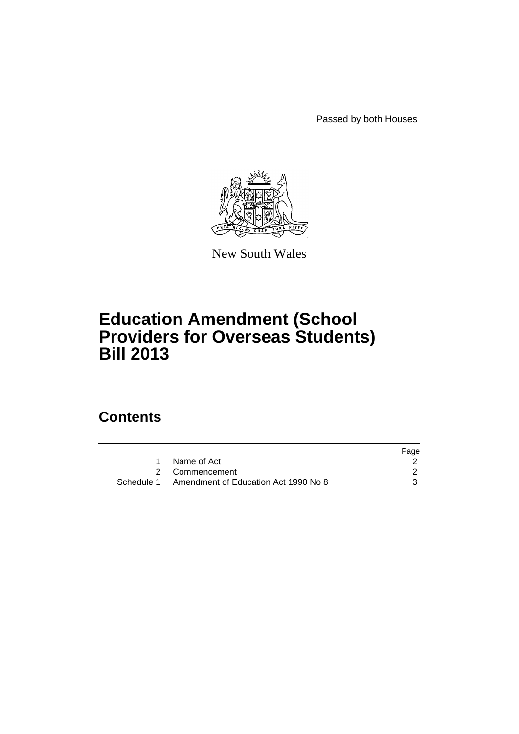Passed by both Houses

New South Wales

# Education Amendment (School Providers for Overseas Students) Bill 2013

## Contents

| | | Page |
|---|---|---|
| 1 | Name of Act | 2 |
| 2 | Commencement | 2 |
| Schedule 1 | Amendment of Education Act 1990 No 8 | 3 |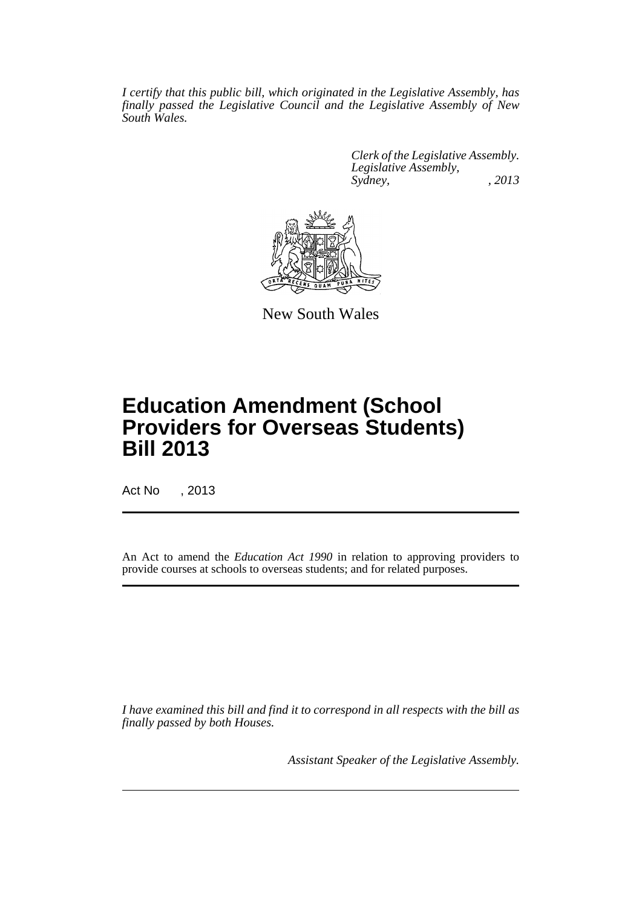*I certify that this public bill, which originated in the Legislative Assembly, has finally passed the Legislative Council and the Legislative Assembly of New South Wales.*

*Clerk of the Legislative Assembly.*
*Legislative Assembly,*
*Sydney, , 2013*

New South Wales

# Education Amendment (School Providers for Overseas Students) Bill 2013

Act No , 2013

An Act to amend the *Education Act 1990* in relation to approving providers to provide courses at schools to overseas students; and for related purposes.

*I have examined this bill and find it to correspond in all respects with the bill as finally passed by both Houses.*

*Assistant Speaker of the Legislative Assembly.*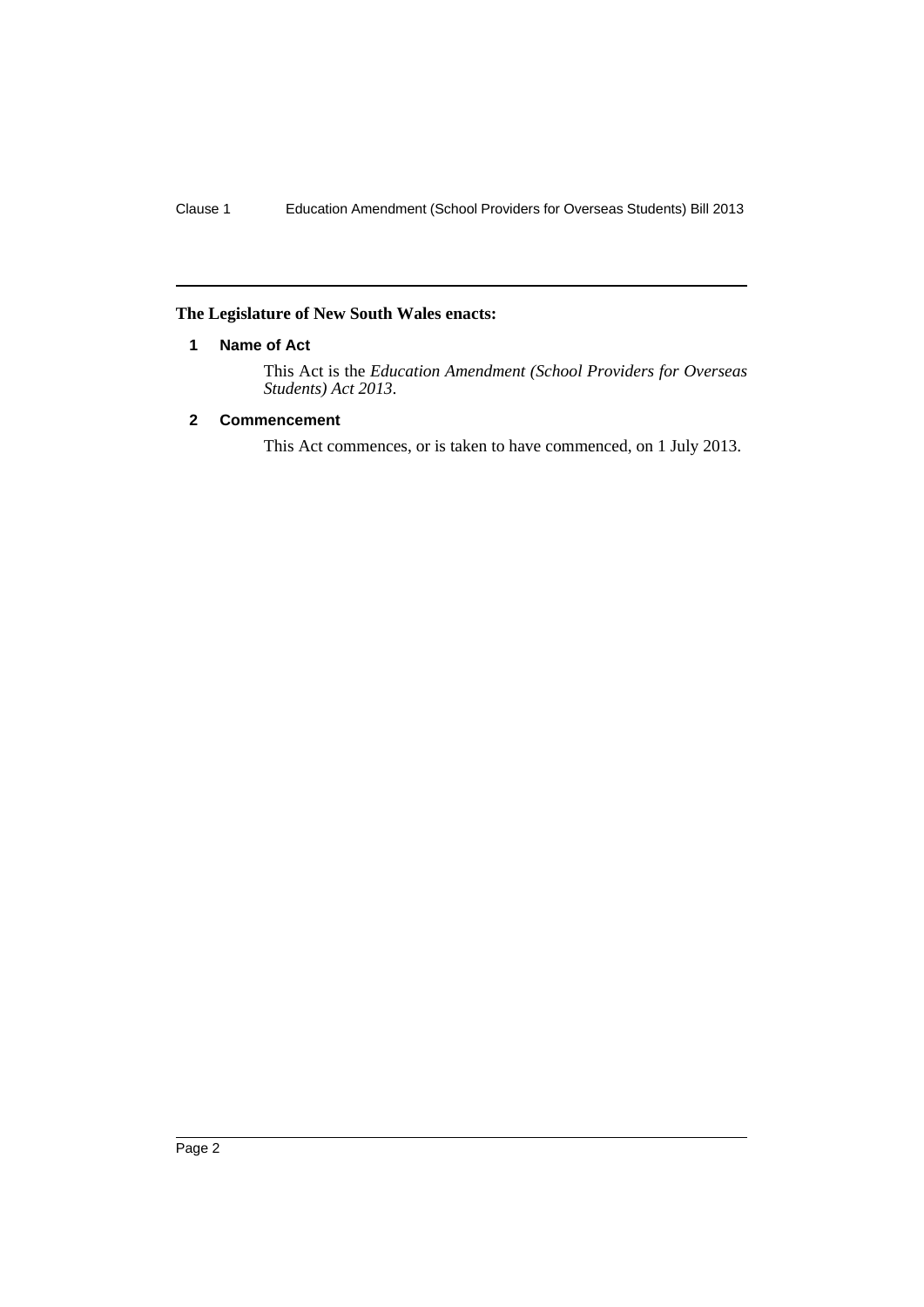**The Legislature of New South Wales enacts:**

## 1 Name of Act

This Act is the *Education Amendment (School Providers for Overseas Students) Act 2013*.

## 2 Commencement

This Act commences, or is taken to have commenced, on 1 July 2013.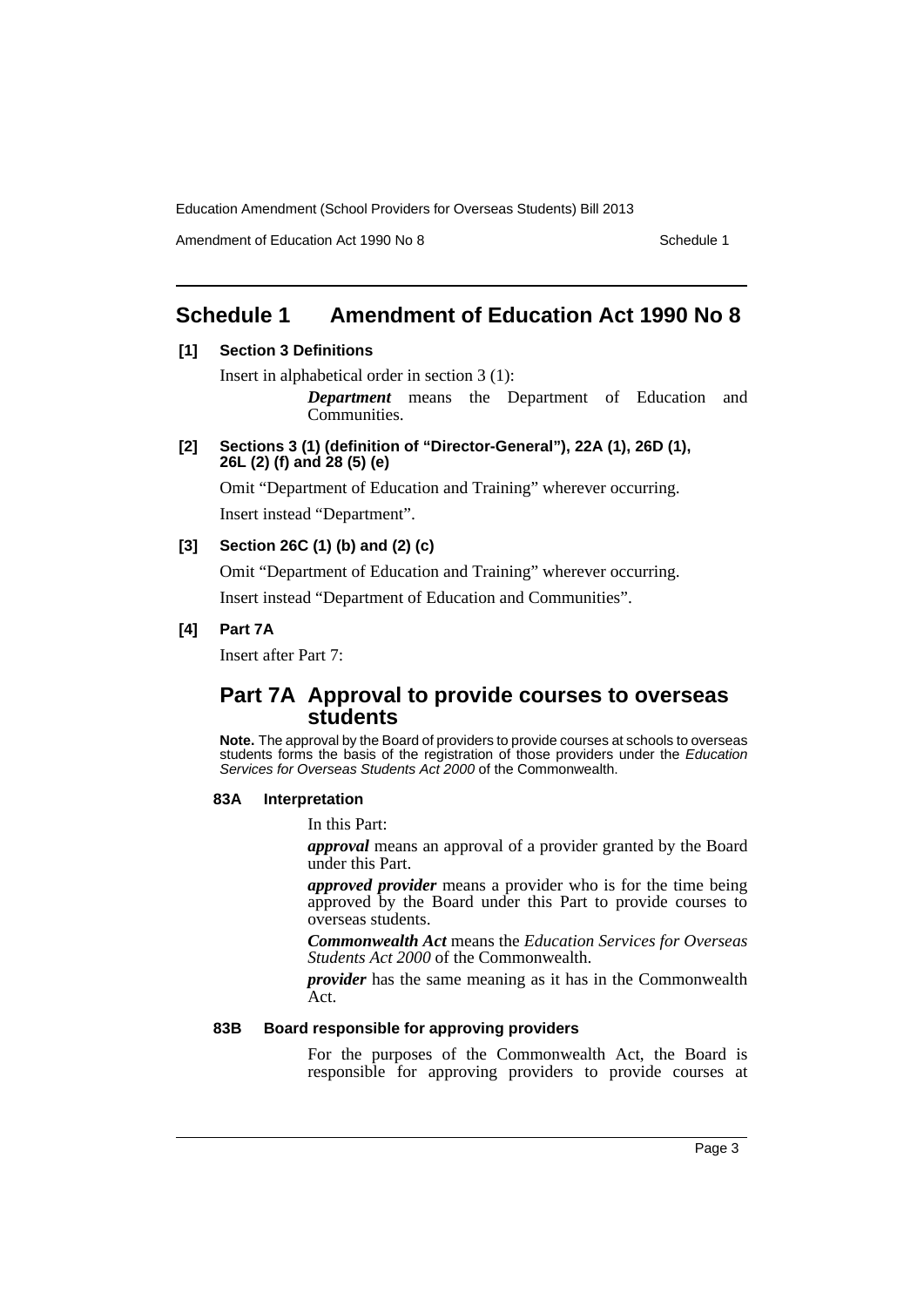# Schedule 1 Amendment of Education Act 1990 No 8

**[1] Section 3 Definitions**

Insert in alphabetical order in section 3 (1):

> ***Department*** means the Department of Education and Communities.

**[2] Sections 3 (1) (definition of "Director-General"), 22A (1), 26D (1), 26L (2) (f) and 28 (5) (e)**

Omit "Department of Education and Training" wherever occurring.

Insert instead "Department".

**[3] Section 26C (1) (b) and (2) (c)**

Omit "Department of Education and Training" wherever occurring.

Insert instead "Department of Education and Communities".

**[4] Part 7A**

Insert after Part 7:

## Part 7A Approval to provide courses to overseas students

**Note.** The approval by the Board of providers to provide courses at schools to overseas students forms the basis of the registration of those providers under the *Education Services for Overseas Students Act 2000* of the Commonwealth.

### 83A Interpretation

In this Part:

***approval*** means an approval of a provider granted by the Board under this Part.

***approved provider*** means a provider who is for the time being approved by the Board under this Part to provide courses to overseas students.

***Commonwealth Act*** means the *Education Services for Overseas Students Act 2000* of the Commonwealth.

***provider*** has the same meaning as it has in the Commonwealth Act.

### 83B Board responsible for approving providers

For the purposes of the Commonwealth Act, the Board is responsible for approving providers to provide courses at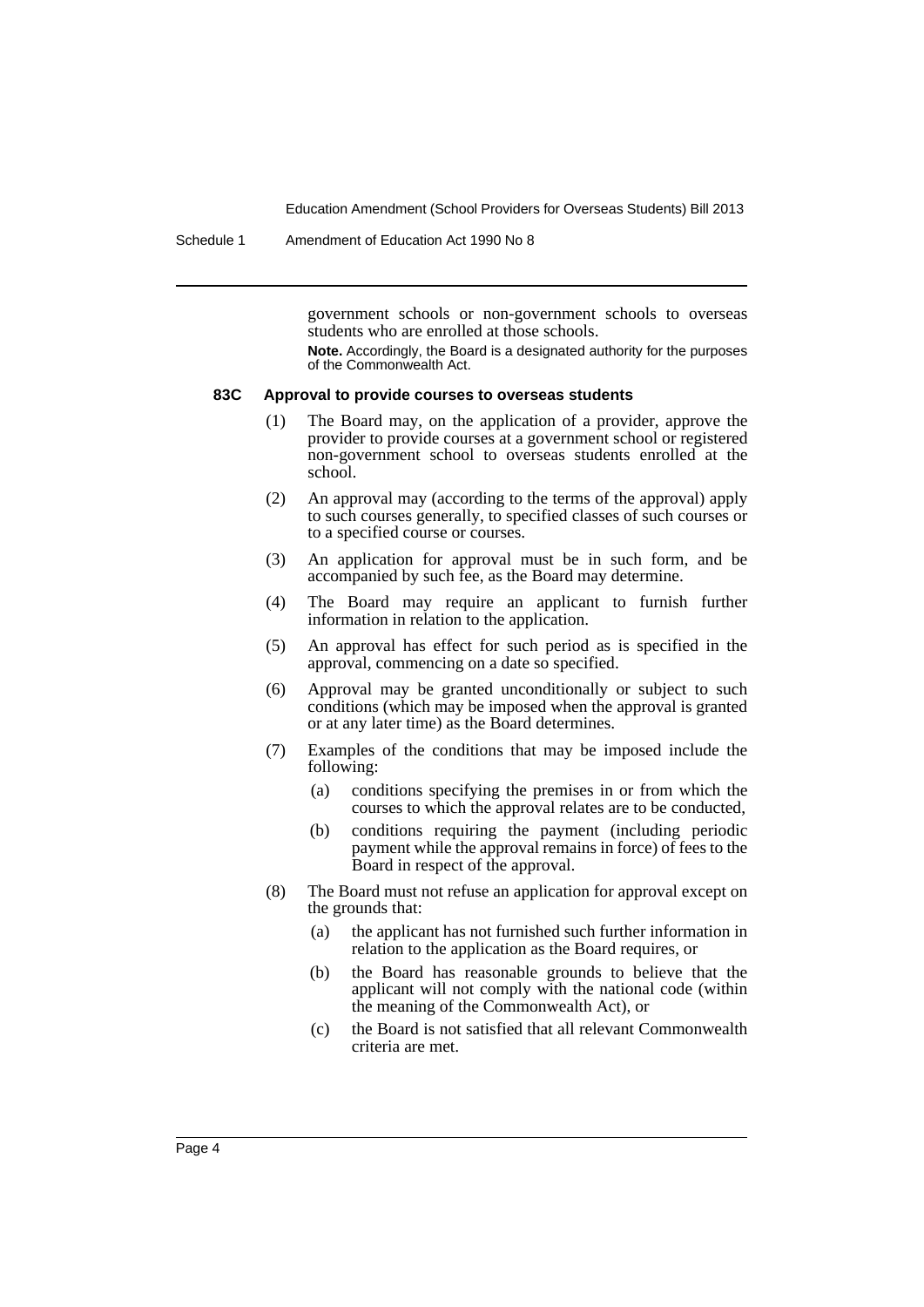government schools or non-government schools to overseas students who are enrolled at those schools.

**Note.** Accordingly, the Board is a designated authority for the purposes of the Commonwealth Act.

**83C Approval to provide courses to overseas students**

(1) The Board may, on the application of a provider, approve the provider to provide courses at a government school or registered non-government school to overseas students enrolled at the school.

(2) An approval may (according to the terms of the approval) apply to such courses generally, to specified classes of such courses or to a specified course or courses.

(3) An application for approval must be in such form, and be accompanied by such fee, as the Board may determine.

(4) The Board may require an applicant to furnish further information in relation to the application.

(5) An approval has effect for such period as is specified in the approval, commencing on a date so specified.

(6) Approval may be granted unconditionally or subject to such conditions (which may be imposed when the approval is granted or at any later time) as the Board determines.

(7) Examples of the conditions that may be imposed include the following:

- (a) conditions specifying the premises in or from which the courses to which the approval relates are to be conducted,
- (b) conditions requiring the payment (including periodic payment while the approval remains in force) of fees to the Board in respect of the approval.

(8) The Board must not refuse an application for approval except on the grounds that:

- (a) the applicant has not furnished such further information in relation to the application as the Board requires, or
- (b) the Board has reasonable grounds to believe that the applicant will not comply with the national code (within the meaning of the Commonwealth Act), or
- (c) the Board is not satisfied that all relevant Commonwealth criteria are met.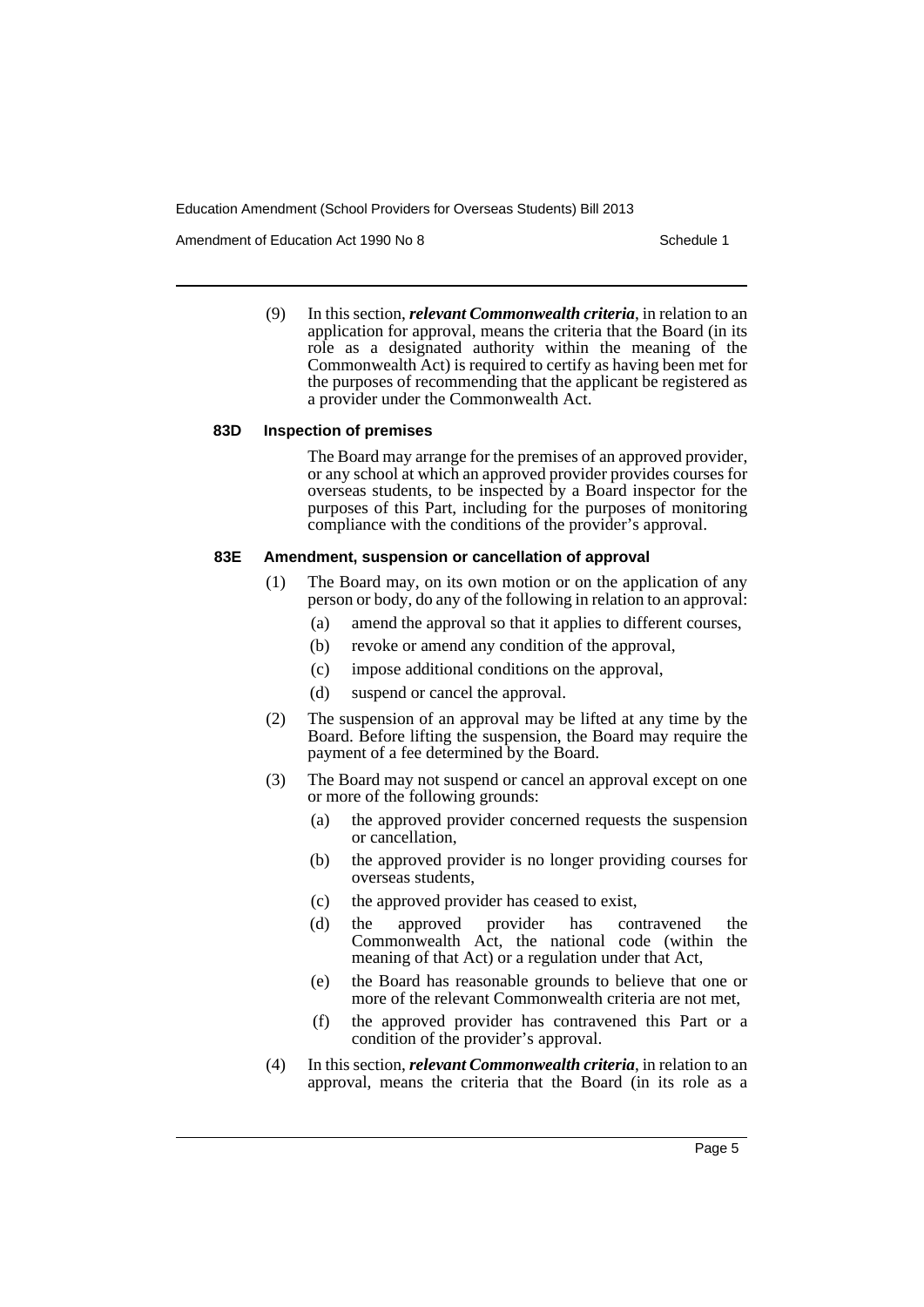(9) In this section, ***relevant Commonwealth criteria***, in relation to an application for approval, means the criteria that the Board (in its role as a designated authority within the meaning of the Commonwealth Act) is required to certify as having been met for the purposes of recommending that the applicant be registered as a provider under the Commonwealth Act.

#### 83D Inspection of premises

The Board may arrange for the premises of an approved provider, or any school at which an approved provider provides courses for overseas students, to be inspected by a Board inspector for the purposes of this Part, including for the purposes of monitoring compliance with the conditions of the provider's approval.

#### 83E Amendment, suspension or cancellation of approval

(1) The Board may, on its own motion or on the application of any person or body, do any of the following in relation to an approval:

- (a) amend the approval so that it applies to different courses,
- (b) revoke or amend any condition of the approval,
- (c) impose additional conditions on the approval,
- (d) suspend or cancel the approval.

(2) The suspension of an approval may be lifted at any time by the Board. Before lifting the suspension, the Board may require the payment of a fee determined by the Board.

(3) The Board may not suspend or cancel an approval except on one or more of the following grounds:

- (a) the approved provider concerned requests the suspension or cancellation,
- (b) the approved provider is no longer providing courses for overseas students,
- (c) the approved provider has ceased to exist,
- (d) the approved provider has contravened the Commonwealth Act, the national code (within the meaning of that Act) or a regulation under that Act,
- (e) the Board has reasonable grounds to believe that one or more of the relevant Commonwealth criteria are not met,
- (f) the approved provider has contravened this Part or a condition of the provider's approval.

(4) In this section, ***relevant Commonwealth criteria***, in relation to an approval, means the criteria that the Board (in its role as a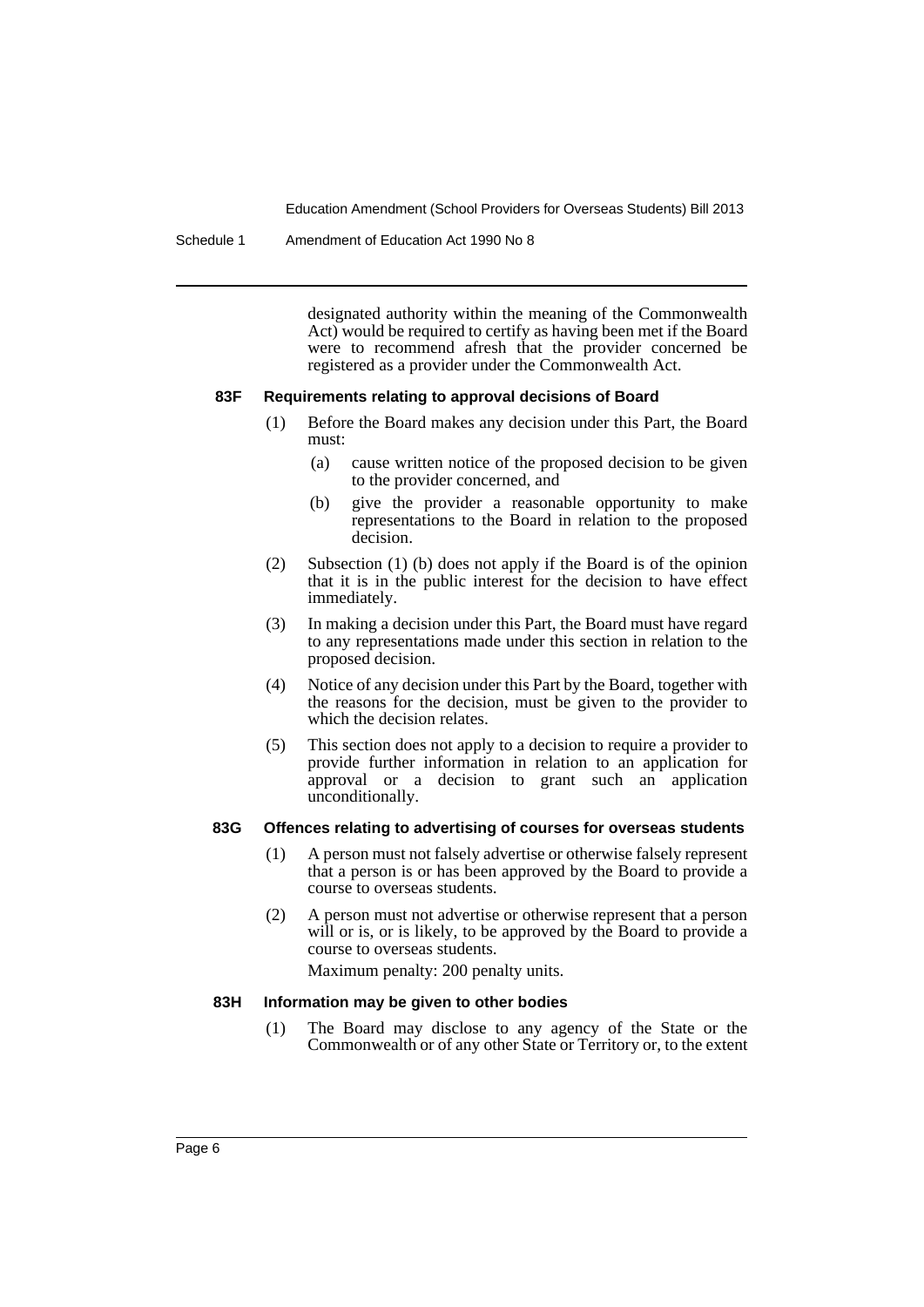designated authority within the meaning of the Commonwealth Act) would be required to certify as having been met if the Board were to recommend afresh that the provider concerned be registered as a provider under the Commonwealth Act.

### 83F Requirements relating to approval decisions of Board

(1) Before the Board makes any decision under this Part, the Board must:

- (a) cause written notice of the proposed decision to be given to the provider concerned, and
- (b) give the provider a reasonable opportunity to make representations to the Board in relation to the proposed decision.

(2) Subsection (1) (b) does not apply if the Board is of the opinion that it is in the public interest for the decision to have effect immediately.

(3) In making a decision under this Part, the Board must have regard to any representations made under this section in relation to the proposed decision.

(4) Notice of any decision under this Part by the Board, together with the reasons for the decision, must be given to the provider to which the decision relates.

(5) This section does not apply to a decision to require a provider to provide further information in relation to an application for approval or a decision to grant such an application unconditionally.

### 83G Offences relating to advertising of courses for overseas students

(1) A person must not falsely advertise or otherwise falsely represent that a person is or has been approved by the Board to provide a course to overseas students.

(2) A person must not advertise or otherwise represent that a person will or is, or is likely, to be approved by the Board to provide a course to overseas students.

Maximum penalty: 200 penalty units.

### 83H Information may be given to other bodies

(1) The Board may disclose to any agency of the State or the Commonwealth or of any other State or Territory or, to the extent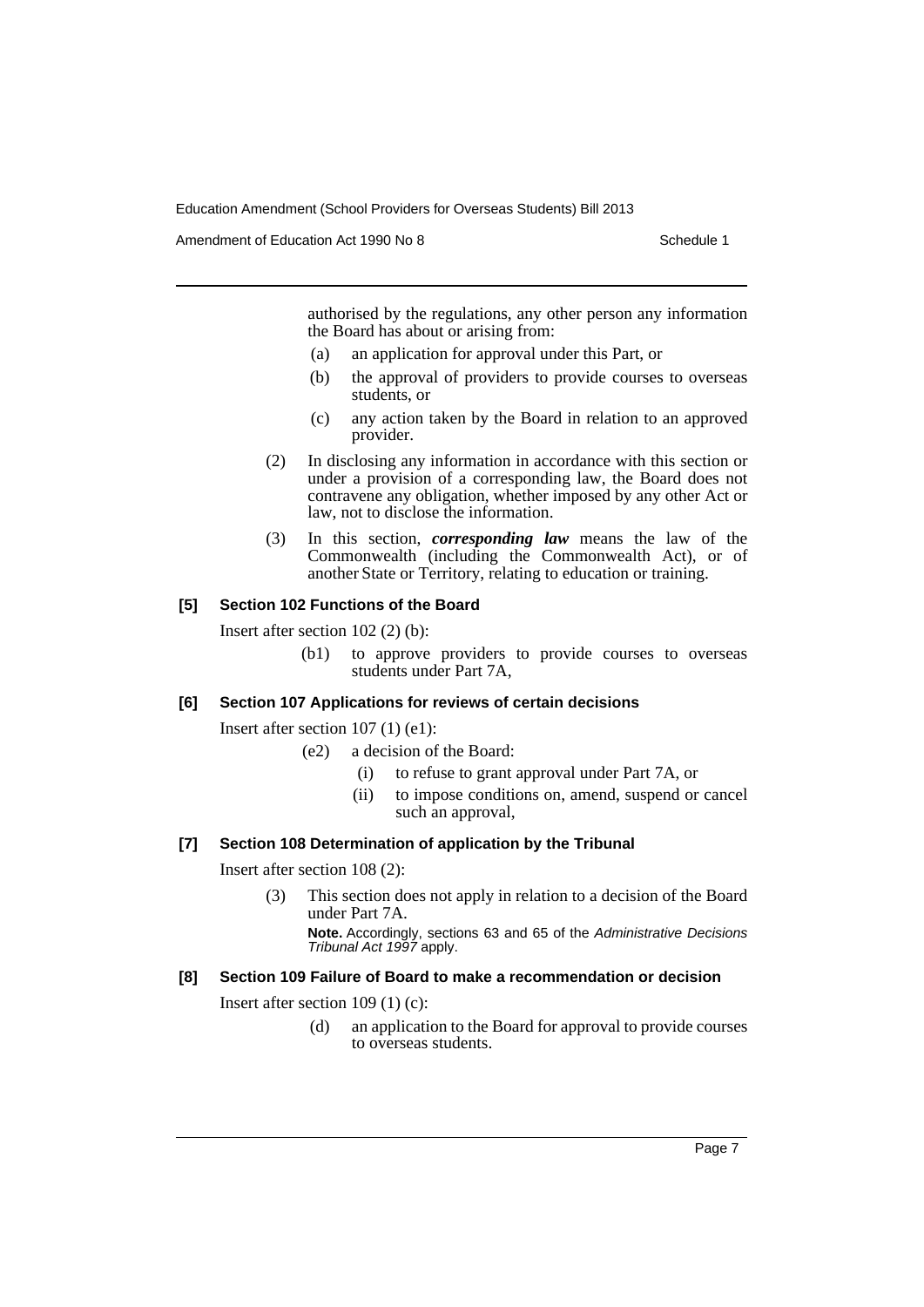authorised by the regulations, any other person any information the Board has about or arising from:

- (a) an application for approval under this Part, or
- (b) the approval of providers to provide courses to overseas students, or
- (c) any action taken by the Board in relation to an approved provider.

(2) In disclosing any information in accordance with this section or under a provision of a corresponding law, the Board does not contravene any obligation, whether imposed by any other Act or law, not to disclose the information.

(3) In this section, ***corresponding law*** means the law of the Commonwealth (including the Commonwealth Act), or of another State or Territory, relating to education or training.

#### [5] Section 102 Functions of the Board

Insert after section 102 (2) (b):

(b1) to approve providers to provide courses to overseas students under Part 7A,

#### [6] Section 107 Applications for reviews of certain decisions

Insert after section 107 (1) (e1):

(e2) a decision of the Board:

- (i) to refuse to grant approval under Part 7A, or
- (ii) to impose conditions on, amend, suspend or cancel such an approval,

#### [7] Section 108 Determination of application by the Tribunal

Insert after section 108 (2):

(3) This section does not apply in relation to a decision of the Board under Part 7A.

**Note.** Accordingly, sections 63 and 65 of the *Administrative Decisions Tribunal Act 1997* apply.

#### [8] Section 109 Failure of Board to make a recommendation or decision

Insert after section 109 (1) (c):

(d) an application to the Board for approval to provide courses to overseas students.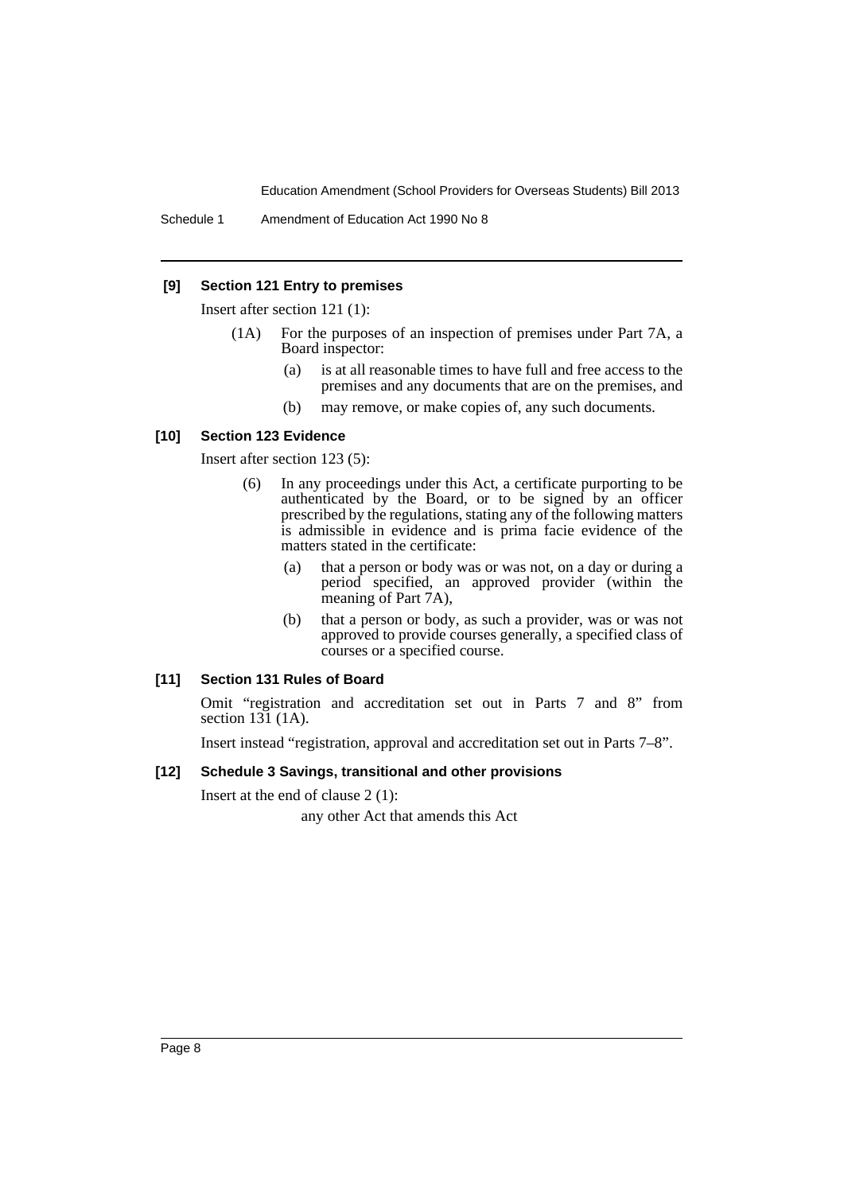#### [9] Section 121 Entry to premises

Insert after section 121 (1):

(1A) For the purposes of an inspection of premises under Part 7A, a Board inspector:

(a) is at all reasonable times to have full and free access to the premises and any documents that are on the premises, and

(b) may remove, or make copies of, any such documents.

#### [10] Section 123 Evidence

Insert after section 123 (5):

(6) In any proceedings under this Act, a certificate purporting to be authenticated by the Board, or to be signed by an officer prescribed by the regulations, stating any of the following matters is admissible in evidence and is prima facie evidence of the matters stated in the certificate:

(a) that a person or body was or was not, on a day or during a period specified, an approved provider (within the meaning of Part 7A),

(b) that a person or body, as such a provider, was or was not approved to provide courses generally, a specified class of courses or a specified course.

#### [11] Section 131 Rules of Board

Omit "registration and accreditation set out in Parts 7 and 8" from section 131 (1A).

Insert instead "registration, approval and accreditation set out in Parts 7–8".

#### [12] Schedule 3 Savings, transitional and other provisions

Insert at the end of clause 2 (1):

any other Act that amends this Act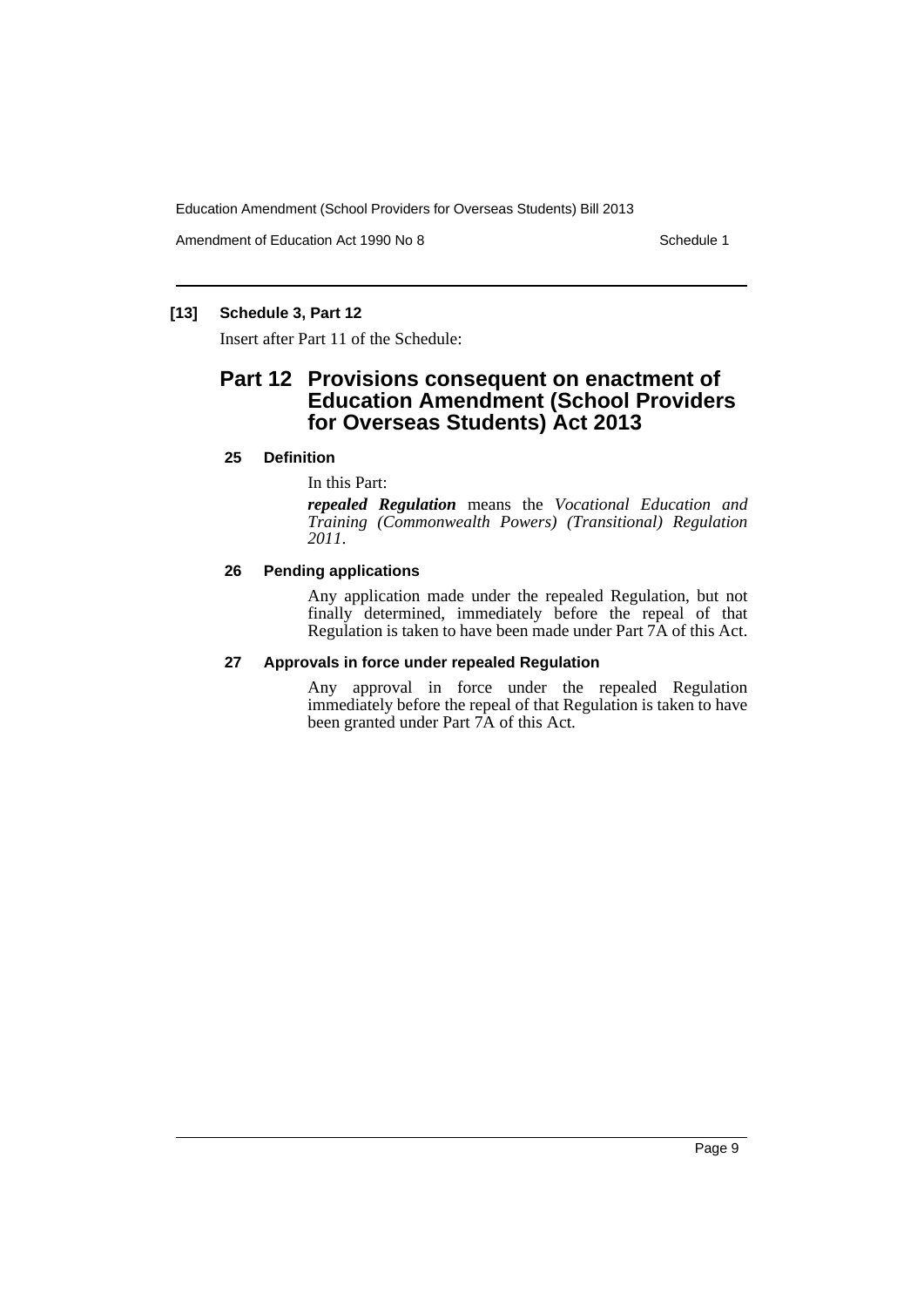### [13] Schedule 3, Part 12

Insert after Part 11 of the Schedule:

## Part 12 Provisions consequent on enactment of Education Amendment (School Providers for Overseas Students) Act 2013

#### 25 Definition

In this Part:

***repealed Regulation*** means the *Vocational Education and Training (Commonwealth Powers) (Transitional) Regulation 2011*.

#### 26 Pending applications

Any application made under the repealed Regulation, but not finally determined, immediately before the repeal of that Regulation is taken to have been made under Part 7A of this Act.

#### 27 Approvals in force under repealed Regulation

Any approval in force under the repealed Regulation immediately before the repeal of that Regulation is taken to have been granted under Part 7A of this Act.